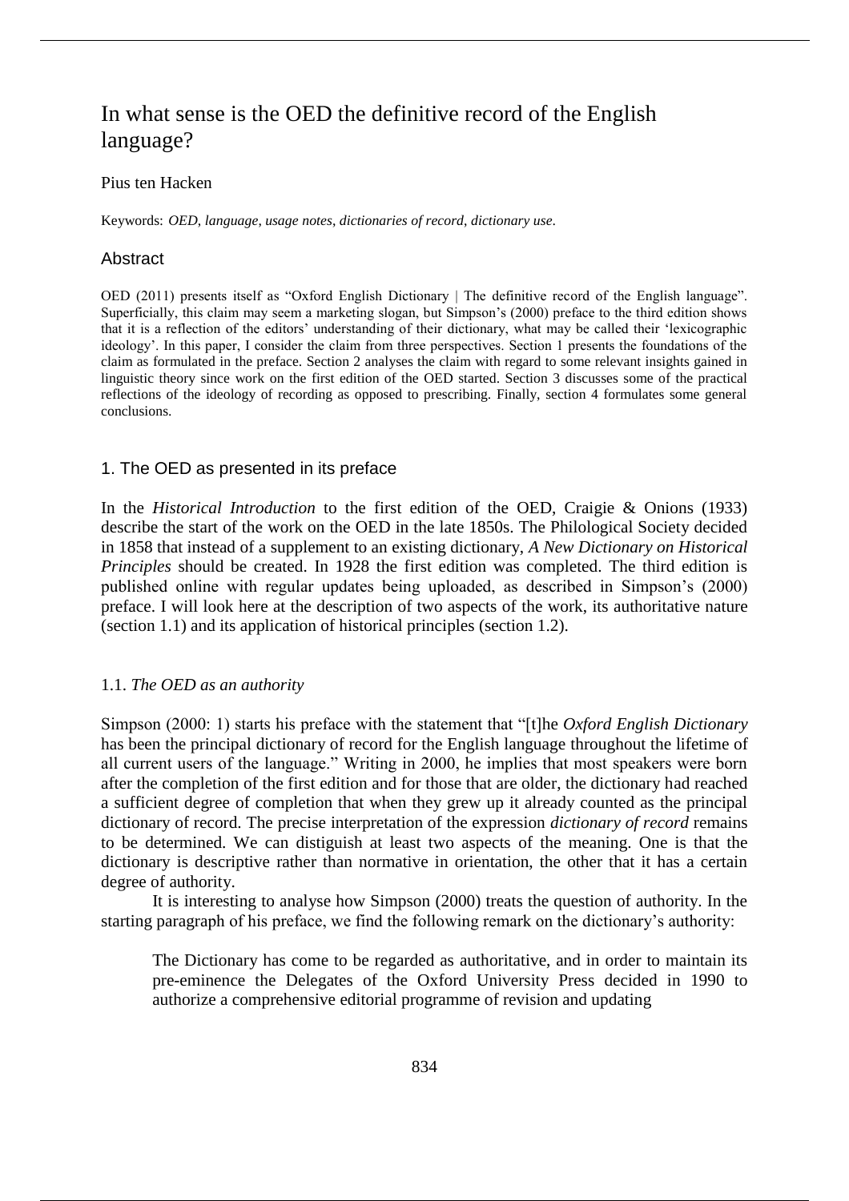# In what sense is the OED the definitive record of the English language?

Pius ten Hacken

Keywords: *OED*, *language*, *usage notes*, *dictionaries of record*, *dictionary use*.

## Abstract

OED (2011) presents itself as "Oxford English Dictionary | The definitive record of the English language". Superficially, this claim may seem a marketing slogan, but Simpson's (2000) preface to the third edition shows that it is a reflection of the editors' understanding of their dictionary, what may be called their 'lexicographic ideology'. In this paper, I consider the claim from three perspectives. Section 1 presents the foundations of the claim as formulated in the preface. Section 2 analyses the claim with regard to some relevant insights gained in linguistic theory since work on the first edition of the OED started. Section 3 discusses some of the practical reflections of the ideology of recording as opposed to prescribing. Finally, section 4 formulates some general conclusions.

## 1. The OED as presented in its preface

In the *Historical Introduction* to the first edition of the OED, Craigie & Onions (1933) describe the start of the work on the OED in the late 1850s. The Philological Society decided in 1858 that instead of a supplement to an existing dictionary, *A New Dictionary on Historical Principles* should be created. In 1928 the first edition was completed. The third edition is published online with regular updates being uploaded, as described in Simpson's (2000) preface. I will look here at the description of two aspects of the work, its authoritative nature (section 1.1) and its application of historical principles (section 1.2).

### 1.1. *The OED as an authority*

Simpson (2000: 1) starts his preface with the statement that "[t]he *Oxford English Dictionary* has been the principal dictionary of record for the English language throughout the lifetime of all current users of the language." Writing in 2000, he implies that most speakers were born after the completion of the first edition and for those that are older, the dictionary had reached a sufficient degree of completion that when they grew up it already counted as the principal dictionary of record. The precise interpretation of the expression *dictionary of record* remains to be determined. We can distiguish at least two aspects of the meaning. One is that the dictionary is descriptive rather than normative in orientation, the other that it has a certain degree of authority.

It is interesting to analyse how Simpson (2000) treats the question of authority. In the starting paragraph of his preface, we find the following remark on the dictionary's authority:

> The Dictionary has come to be regarded as authoritative, and in order to maintain its pre-eminence the Delegates of the Oxford University Press decided in 1990 to authorize a comprehensive editorial programme of revision and updating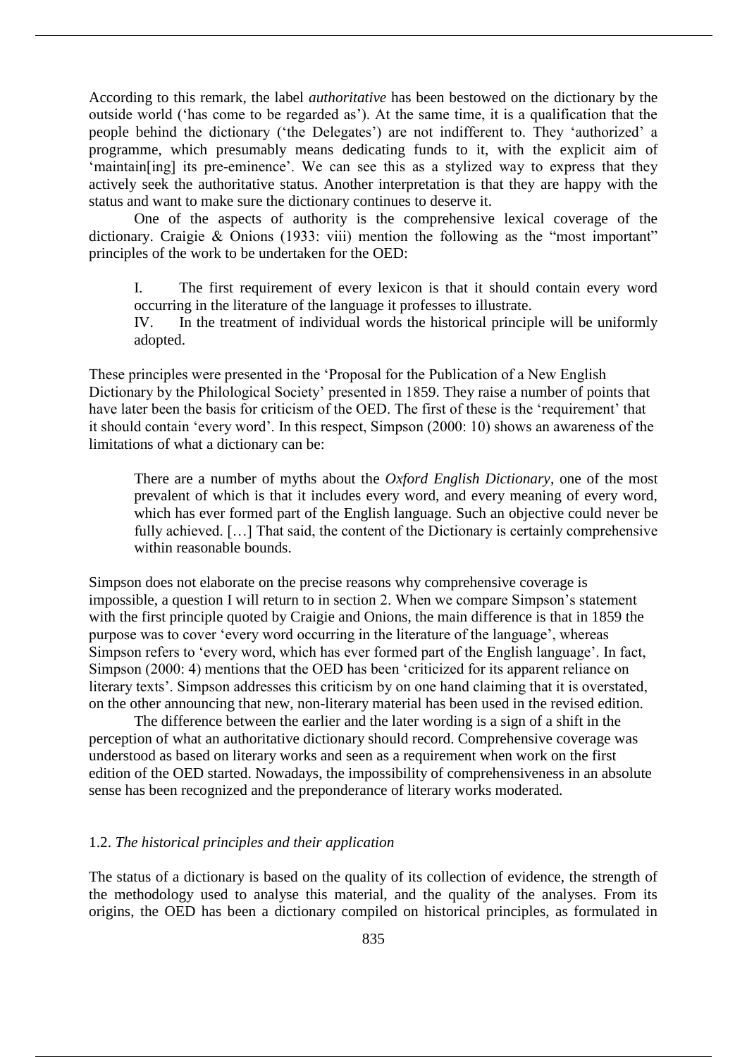According to this remark, the label *authoritative* has been bestowed on the dictionary by the outside world ('has come to be regarded as'). At the same time, it is a qualification that the people behind the dictionary ('the Delegates') are not indifferent to. They 'authorized' a programme, which presumably means dedicating funds to it, with the explicit aim of 'maintain[ing] its pre-eminence'. We can see this as a stylized way to express that they actively seek the authoritative status. Another interpretation is that they are happy with the status and want to make sure the dictionary continues to deserve it.

One of the aspects of authority is the comprehensive lexical coverage of the dictionary. Craigie & Onions (1933: viii) mention the following as the "most important" principles of the work to be undertaken for the OED:

> I. The first requirement of every lexicon is that it should contain every word occurring in the literature of the language it professes to illustrate.
>
> IV. In the treatment of individual words the historical principle will be uniformly adopted.

These principles were presented in the 'Proposal for the Publication of a New English Dictionary by the Philological Society' presented in 1859. They raise a number of points that have later been the basis for criticism of the OED. The first of these is the 'requirement' that it should contain 'every word'. In this respect, Simpson (2000: 10) shows an awareness of the limitations of what a dictionary can be:

> There are a number of myths about the *Oxford English Dictionary*, one of the most prevalent of which is that it includes every word, and every meaning of every word, which has ever formed part of the English language. Such an objective could never be fully achieved. […] That said, the content of the Dictionary is certainly comprehensive within reasonable bounds.

Simpson does not elaborate on the precise reasons why comprehensive coverage is impossible, a question I will return to in section 2. When we compare Simpson's statement with the first principle quoted by Craigie and Onions, the main difference is that in 1859 the purpose was to cover 'every word occurring in the literature of the language', whereas Simpson refers to 'every word, which has ever formed part of the English language'. In fact, Simpson (2000: 4) mentions that the OED has been 'criticized for its apparent reliance on literary texts'. Simpson addresses this criticism by on one hand claiming that it is overstated, on the other announcing that new, non-literary material has been used in the revised edition.

The difference between the earlier and the later wording is a sign of a shift in the perception of what an authoritative dictionary should record. Comprehensive coverage was understood as based on literary works and seen as a requirement when work on the first edition of the OED started. Nowadays, the impossibility of comprehensiveness in an absolute sense has been recognized and the preponderance of literary works moderated.

### 1.2. *The historical principles and their application*

The status of a dictionary is based on the quality of its collection of evidence, the strength of the methodology used to analyse this material, and the quality of the analyses. From its origins, the OED has been a dictionary compiled on historical principles, as formulated in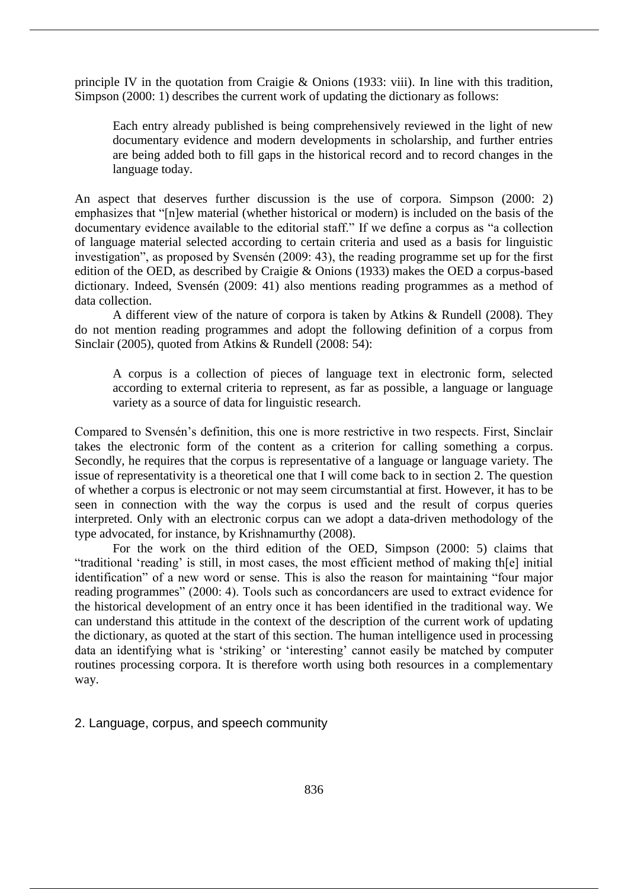principle IV in the quotation from Craigie & Onions (1933: viii). In line with this tradition, Simpson (2000: 1) describes the current work of updating the dictionary as follows:

> Each entry already published is being comprehensively reviewed in the light of new documentary evidence and modern developments in scholarship, and further entries are being added both to fill gaps in the historical record and to record changes in the language today.

An aspect that deserves further discussion is the use of corpora. Simpson (2000: 2) emphasizes that "[n]ew material (whether historical or modern) is included on the basis of the documentary evidence available to the editorial staff." If we define a corpus as "a collection of language material selected according to certain criteria and used as a basis for linguistic investigation", as proposed by Svensén (2009: 43), the reading programme set up for the first edition of the OED, as described by Craigie & Onions (1933) makes the OED a corpus-based dictionary. Indeed, Svensén (2009: 41) also mentions reading programmes as a method of data collection.

A different view of the nature of corpora is taken by Atkins & Rundell (2008). They do not mention reading programmes and adopt the following definition of a corpus from Sinclair (2005), quoted from Atkins & Rundell (2008: 54):

> A corpus is a collection of pieces of language text in electronic form, selected according to external criteria to represent, as far as possible, a language or language variety as a source of data for linguistic research.

Compared to Svensén's definition, this one is more restrictive in two respects. First, Sinclair takes the electronic form of the content as a criterion for calling something a corpus. Secondly, he requires that the corpus is representative of a language or language variety. The issue of representativity is a theoretical one that I will come back to in section 2. The question of whether a corpus is electronic or not may seem circumstantial at first. However, it has to be seen in connection with the way the corpus is used and the result of corpus queries interpreted. Only with an electronic corpus can we adopt a data-driven methodology of the type advocated, for instance, by Krishnamurthy (2008).

For the work on the third edition of the OED, Simpson (2000: 5) claims that "traditional 'reading' is still, in most cases, the most efficient method of making th[e] initial identification" of a new word or sense. This is also the reason for maintaining "four major reading programmes" (2000: 4). Tools such as concordancers are used to extract evidence for the historical development of an entry once it has been identified in the traditional way. We can understand this attitude in the context of the description of the current work of updating the dictionary, as quoted at the start of this section. The human intelligence used in processing data an identifying what is 'striking' or 'interesting' cannot easily be matched by computer routines processing corpora. It is therefore worth using both resources in a complementary way.

## 2. Language, corpus, and speech community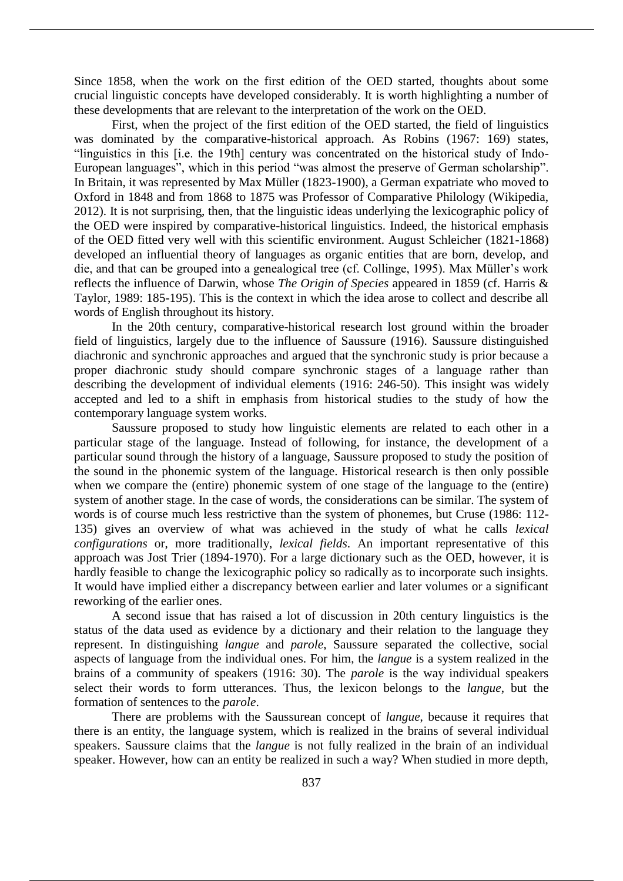Since 1858, when the work on the first edition of the OED started, thoughts about some crucial linguistic concepts have developed considerably. It is worth highlighting a number of these developments that are relevant to the interpretation of the work on the OED.

First, when the project of the first edition of the OED started, the field of linguistics was dominated by the comparative-historical approach. As Robins (1967: 169) states, "linguistics in this [i.e. the 19th] century was concentrated on the historical study of Indo-European languages", which in this period "was almost the preserve of German scholarship". In Britain, it was represented by Max Müller (1823-1900), a German expatriate who moved to Oxford in 1848 and from 1868 to 1875 was Professor of Comparative Philology (Wikipedia, 2012). It is not surprising, then, that the linguistic ideas underlying the lexicographic policy of the OED were inspired by comparative-historical linguistics. Indeed, the historical emphasis of the OED fitted very well with this scientific environment. August Schleicher (1821-1868) developed an influential theory of languages as organic entities that are born, develop, and die, and that can be grouped into a genealogical tree (cf. Collinge, 1995). Max Müller's work reflects the influence of Darwin, whose *The Origin of Species* appeared in 1859 (cf. Harris & Taylor, 1989: 185-195). This is the context in which the idea arose to collect and describe all words of English throughout its history.

In the 20th century, comparative-historical research lost ground within the broader field of linguistics, largely due to the influence of Saussure (1916). Saussure distinguished diachronic and synchronic approaches and argued that the synchronic study is prior because a proper diachronic study should compare synchronic stages of a language rather than describing the development of individual elements (1916: 246-50). This insight was widely accepted and led to a shift in emphasis from historical studies to the study of how the contemporary language system works.

Saussure proposed to study how linguistic elements are related to each other in a particular stage of the language. Instead of following, for instance, the development of a particular sound through the history of a language, Saussure proposed to study the position of the sound in the phonemic system of the language. Historical research is then only possible when we compare the (entire) phonemic system of one stage of the language to the (entire) system of another stage. In the case of words, the considerations can be similar. The system of words is of course much less restrictive than the system of phonemes, but Cruse (1986: 112-135) gives an overview of what was achieved in the study of what he calls *lexical configurations* or, more traditionally, *lexical fields*. An important representative of this approach was Jost Trier (1894-1970). For a large dictionary such as the OED, however, it is hardly feasible to change the lexicographic policy so radically as to incorporate such insights. It would have implied either a discrepancy between earlier and later volumes or a significant reworking of the earlier ones.

A second issue that has raised a lot of discussion in 20th century linguistics is the status of the data used as evidence by a dictionary and their relation to the language they represent. In distinguishing *langue* and *parole*, Saussure separated the collective, social aspects of language from the individual ones. For him, the *langue* is a system realized in the brains of a community of speakers (1916: 30). The *parole* is the way individual speakers select their words to form utterances. Thus, the lexicon belongs to the *langue*, but the formation of sentences to the *parole*.

There are problems with the Saussurean concept of *langue*, because it requires that there is an entity, the language system, which is realized in the brains of several individual speakers. Saussure claims that the *langue* is not fully realized in the brain of an individual speaker. However, how can an entity be realized in such a way? When studied in more depth,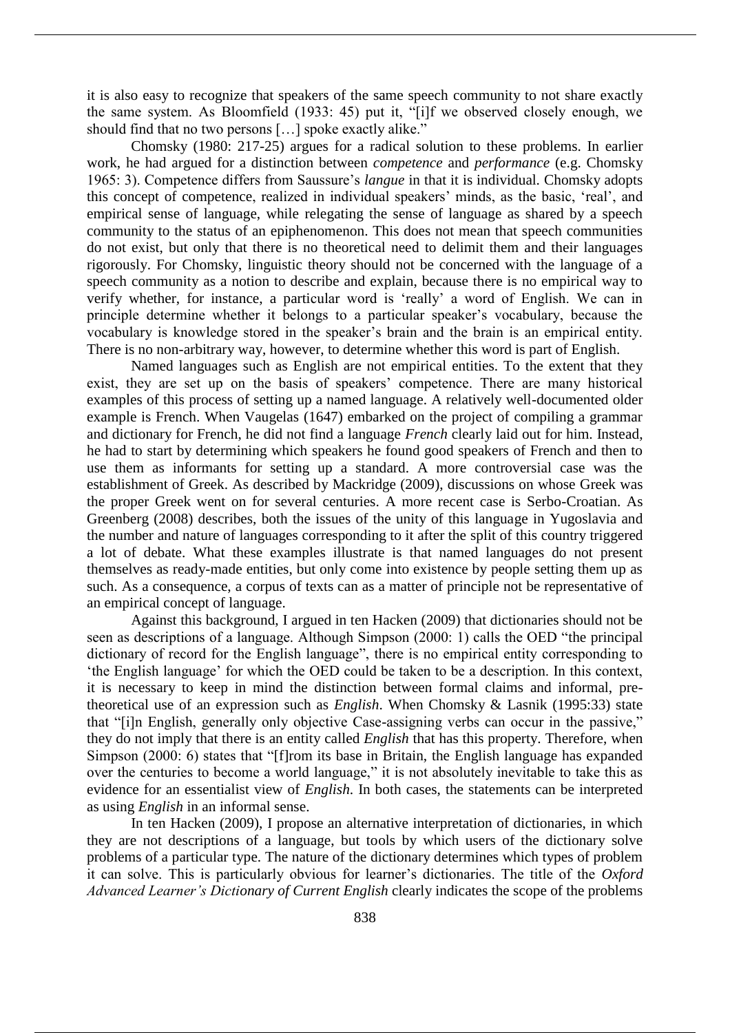it is also easy to recognize that speakers of the same speech community to not share exactly the same system. As Bloomfield (1933: 45) put it, "[i]f we observed closely enough, we should find that no two persons […] spoke exactly alike."

Chomsky (1980: 217-25) argues for a radical solution to these problems. In earlier work, he had argued for a distinction between *competence* and *performance* (e.g. Chomsky 1965: 3). Competence differs from Saussure's *langue* in that it is individual. Chomsky adopts this concept of competence, realized in individual speakers' minds, as the basic, 'real', and empirical sense of language, while relegating the sense of language as shared by a speech community to the status of an epiphenomenon. This does not mean that speech communities do not exist, but only that there is no theoretical need to delimit them and their languages rigorously. For Chomsky, linguistic theory should not be concerned with the language of a speech community as a notion to describe and explain, because there is no empirical way to verify whether, for instance, a particular word is 'really' a word of English. We can in principle determine whether it belongs to a particular speaker's vocabulary, because the vocabulary is knowledge stored in the speaker's brain and the brain is an empirical entity. There is no non-arbitrary way, however, to determine whether this word is part of English.

Named languages such as English are not empirical entities. To the extent that they exist, they are set up on the basis of speakers' competence. There are many historical examples of this process of setting up a named language. A relatively well-documented older example is French. When Vaugelas (1647) embarked on the project of compiling a grammar and dictionary for French, he did not find a language *French* clearly laid out for him. Instead, he had to start by determining which speakers he found good speakers of French and then to use them as informants for setting up a standard. A more controversial case was the establishment of Greek. As described by Mackridge (2009), discussions on whose Greek was the proper Greek went on for several centuries. A more recent case is Serbo-Croatian. As Greenberg (2008) describes, both the issues of the unity of this language in Yugoslavia and the number and nature of languages corresponding to it after the split of this country triggered a lot of debate. What these examples illustrate is that named languages do not present themselves as ready-made entities, but only come into existence by people setting them up as such. As a consequence, a corpus of texts can as a matter of principle not be representative of an empirical concept of language.

Against this background, I argued in ten Hacken (2009) that dictionaries should not be seen as descriptions of a language. Although Simpson (2000: 1) calls the OED "the principal dictionary of record for the English language", there is no empirical entity corresponding to 'the English language' for which the OED could be taken to be a description. In this context, it is necessary to keep in mind the distinction between formal claims and informal, pre-theoretical use of an expression such as *English*. When Chomsky & Lasnik (1995:33) state that "[i]n English, generally only objective Case-assigning verbs can occur in the passive," they do not imply that there is an entity called *English* that has this property. Therefore, when Simpson (2000: 6) states that "[f]rom its base in Britain, the English language has expanded over the centuries to become a world language," it is not absolutely inevitable to take this as evidence for an essentialist view of *English*. In both cases, the statements can be interpreted as using *English* in an informal sense.

In ten Hacken (2009), I propose an alternative interpretation of dictionaries, in which they are not descriptions of a language, but tools by which users of the dictionary solve problems of a particular type. The nature of the dictionary determines which types of problem it can solve. This is particularly obvious for learner's dictionaries. The title of the *Oxford Advanced Learner's Dictionary of Current English* clearly indicates the scope of the problems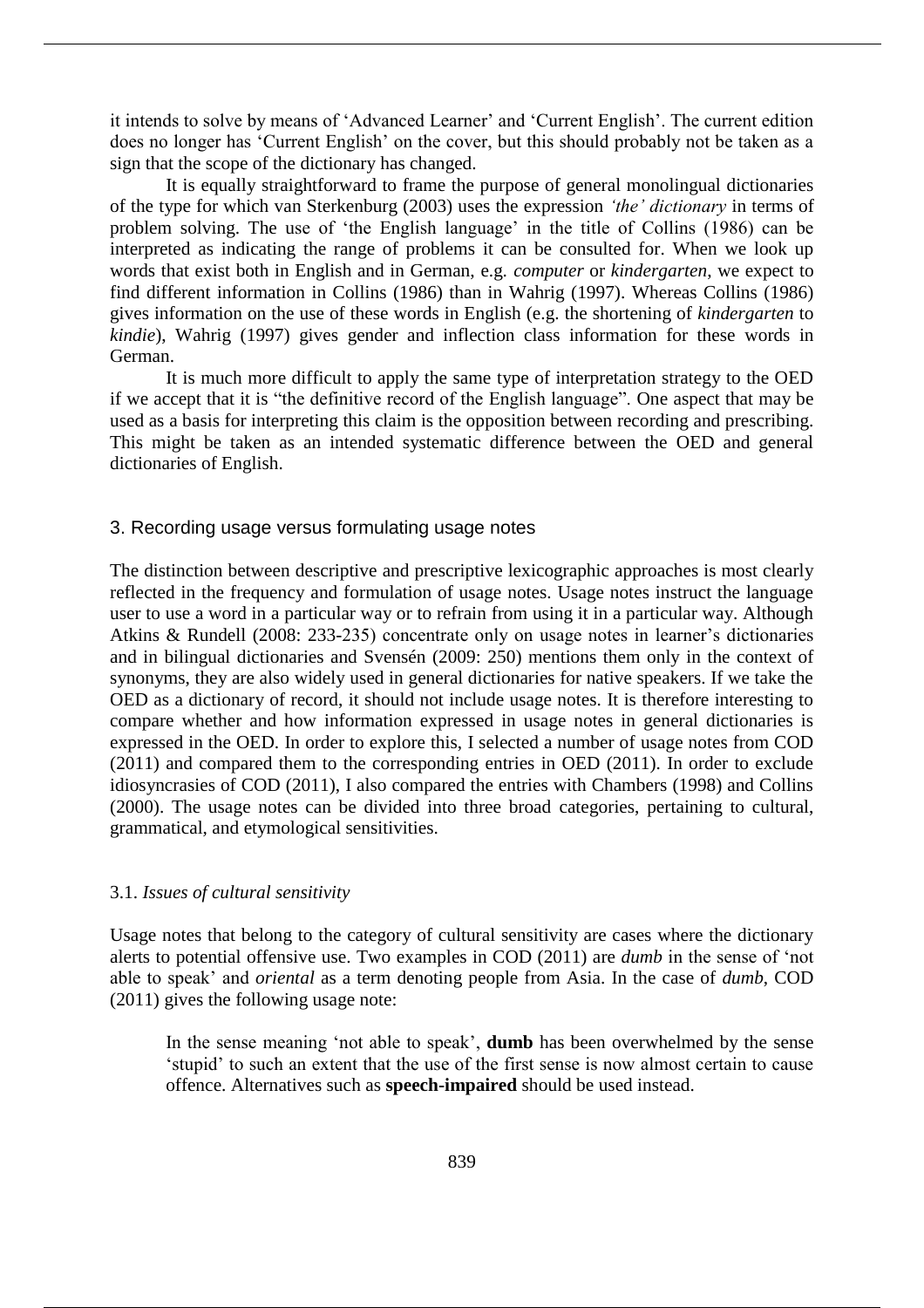it intends to solve by means of 'Advanced Learner' and 'Current English'. The current edition does no longer has 'Current English' on the cover, but this should probably not be taken as a sign that the scope of the dictionary has changed.

It is equally straightforward to frame the purpose of general monolingual dictionaries of the type for which van Sterkenburg (2003) uses the expression *'the' dictionary* in terms of problem solving. The use of 'the English language' in the title of Collins (1986) can be interpreted as indicating the range of problems it can be consulted for. When we look up words that exist both in English and in German, e.g. *computer* or *kindergarten*, we expect to find different information in Collins (1986) than in Wahrig (1997). Whereas Collins (1986) gives information on the use of these words in English (e.g. the shortening of *kindergarten* to *kindie*), Wahrig (1997) gives gender and inflection class information for these words in German.

It is much more difficult to apply the same type of interpretation strategy to the OED if we accept that it is "the definitive record of the English language". One aspect that may be used as a basis for interpreting this claim is the opposition between recording and prescribing. This might be taken as an intended systematic difference between the OED and general dictionaries of English.

## 3. Recording usage versus formulating usage notes

The distinction between descriptive and prescriptive lexicographic approaches is most clearly reflected in the frequency and formulation of usage notes. Usage notes instruct the language user to use a word in a particular way or to refrain from using it in a particular way. Although Atkins & Rundell (2008: 233-235) concentrate only on usage notes in learner's dictionaries and in bilingual dictionaries and Svensén (2009: 250) mentions them only in the context of synonyms, they are also widely used in general dictionaries for native speakers. If we take the OED as a dictionary of record, it should not include usage notes. It is therefore interesting to compare whether and how information expressed in usage notes in general dictionaries is expressed in the OED. In order to explore this, I selected a number of usage notes from COD (2011) and compared them to the corresponding entries in OED (2011). In order to exclude idiosyncrasies of COD (2011), I also compared the entries with Chambers (1998) and Collins (2000). The usage notes can be divided into three broad categories, pertaining to cultural, grammatical, and etymological sensitivities.

### 3.1. *Issues of cultural sensitivity*

Usage notes that belong to the category of cultural sensitivity are cases where the dictionary alerts to potential offensive use. Two examples in COD (2011) are *dumb* in the sense of 'not able to speak' and *oriental* as a term denoting people from Asia. In the case of *dumb*, COD (2011) gives the following usage note:

> In the sense meaning 'not able to speak', **dumb** has been overwhelmed by the sense 'stupid' to such an extent that the use of the first sense is now almost certain to cause offence. Alternatives such as **speech-impaired** should be used instead.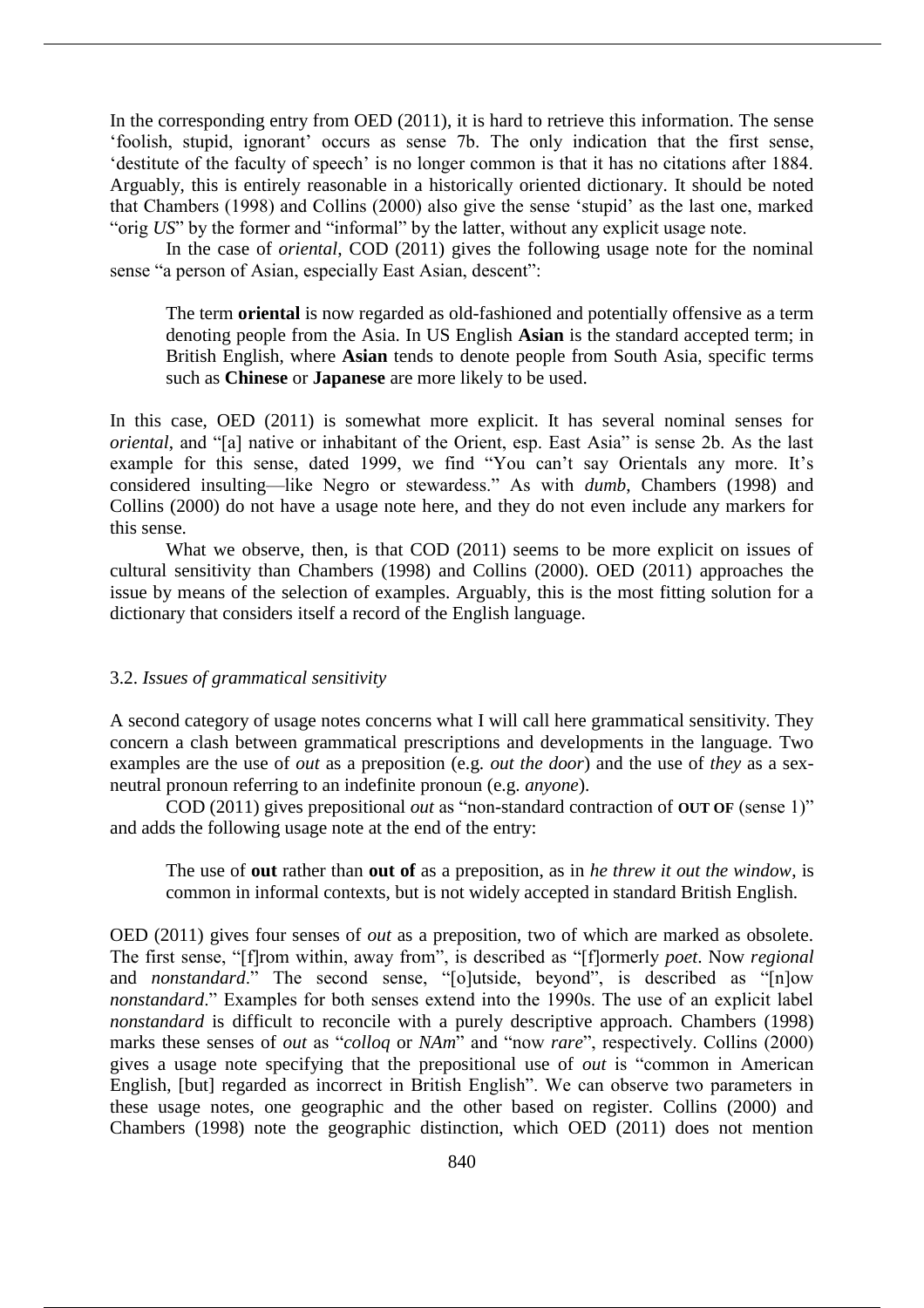In the corresponding entry from OED (2011), it is hard to retrieve this information. The sense 'foolish, stupid, ignorant' occurs as sense 7b. The only indication that the first sense, 'destitute of the faculty of speech' is no longer common is that it has no citations after 1884. Arguably, this is entirely reasonable in a historically oriented dictionary. It should be noted that Chambers (1998) and Collins (2000) also give the sense 'stupid' as the last one, marked "orig *US*" by the former and "informal" by the latter, without any explicit usage note.

In the case of *oriental*, COD (2011) gives the following usage note for the nominal sense "a person of Asian, especially East Asian, descent":

> The term **oriental** is now regarded as old-fashioned and potentially offensive as a term denoting people from the Asia. In US English **Asian** is the standard accepted term; in British English, where **Asian** tends to denote people from South Asia, specific terms such as **Chinese** or **Japanese** are more likely to be used.

In this case, OED (2011) is somewhat more explicit. It has several nominal senses for *oriental*, and "[a] native or inhabitant of the Orient, esp. East Asia" is sense 2b. As the last example for this sense, dated 1999, we find "You can't say Orientals any more. It's considered insulting—like Negro or stewardess." As with *dumb*, Chambers (1998) and Collins (2000) do not have a usage note here, and they do not even include any markers for this sense.

What we observe, then, is that COD (2011) seems to be more explicit on issues of cultural sensitivity than Chambers (1998) and Collins (2000). OED (2011) approaches the issue by means of the selection of examples. Arguably, this is the most fitting solution for a dictionary that considers itself a record of the English language.

### 3.2. *Issues of grammatical sensitivity*

A second category of usage notes concerns what I will call here grammatical sensitivity. They concern a clash between grammatical prescriptions and developments in the language. Two examples are the use of *out* as a preposition (e.g. *out the door*) and the use of *they* as a sex-neutral pronoun referring to an indefinite pronoun (e.g. *anyone*).

COD (2011) gives prepositional *out* as "non-standard contraction of **OUT OF** (sense 1)" and adds the following usage note at the end of the entry:

> The use of **out** rather than **out of** as a preposition, as in *he threw it out the window*, is common in informal contexts, but is not widely accepted in standard British English.

OED (2011) gives four senses of *out* as a preposition, two of which are marked as obsolete. The first sense, "[f]rom within, away from", is described as "[f]ormerly *poet*. Now *regional* and *nonstandard*." The second sense, "[o]utside, beyond", is described as "[n]ow *nonstandard*." Examples for both senses extend into the 1990s. The use of an explicit label *nonstandard* is difficult to reconcile with a purely descriptive approach. Chambers (1998) marks these senses of *out* as "*colloq* or *NAm*" and "now *rare*", respectively. Collins (2000) gives a usage note specifying that the prepositional use of *out* is "common in American English, [but] regarded as incorrect in British English". We can observe two parameters in these usage notes, one geographic and the other based on register. Collins (2000) and Chambers (1998) note the geographic distinction, which OED (2011) does not mention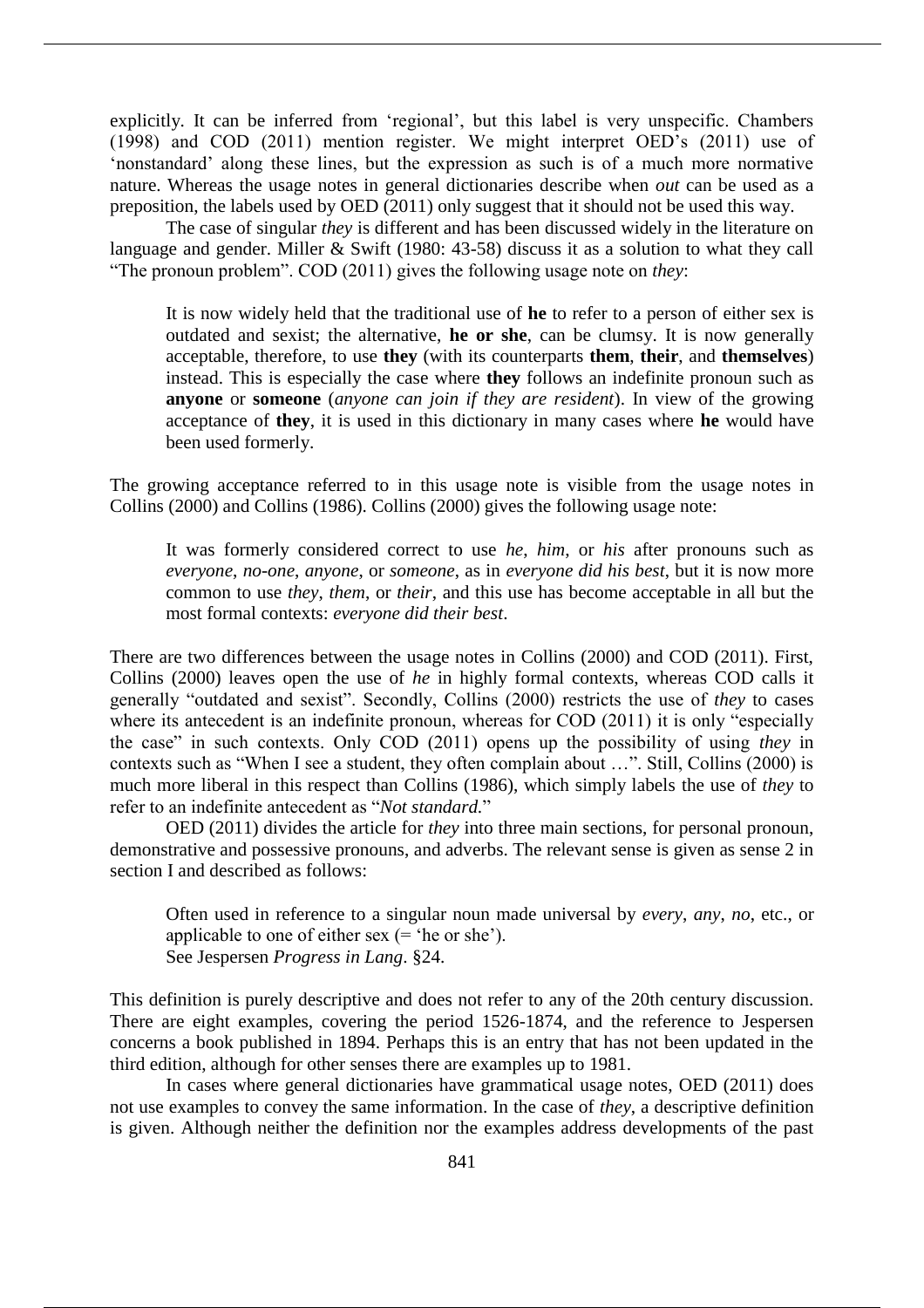explicitly. It can be inferred from 'regional', but this label is very unspecific. Chambers (1998) and COD (2011) mention register. We might interpret OED's (2011) use of 'nonstandard' along these lines, but the expression as such is of a much more normative nature. Whereas the usage notes in general dictionaries describe when *out* can be used as a preposition, the labels used by OED (2011) only suggest that it should not be used this way.

The case of singular *they* is different and has been discussed widely in the literature on language and gender. Miller & Swift (1980: 43-58) discuss it as a solution to what they call "The pronoun problem". COD (2011) gives the following usage note on *they*:

> It is now widely held that the traditional use of **he** to refer to a person of either sex is outdated and sexist; the alternative, **he or she**, can be clumsy. It is now generally acceptable, therefore, to use **they** (with its counterparts **them**, **their**, and **themselves**) instead. This is especially the case where **they** follows an indefinite pronoun such as **anyone** or **someone** (*anyone can join if they are resident*). In view of the growing acceptance of **they**, it is used in this dictionary in many cases where **he** would have been used formerly.

The growing acceptance referred to in this usage note is visible from the usage notes in Collins (2000) and Collins (1986). Collins (2000) gives the following usage note:

> It was formerly considered correct to use *he*, *him*, or *his* after pronouns such as *everyone*, *no-one*, *anyone*, or *someone*, as in *everyone did his best*, but it is now more common to use *they*, *them*, or *their*, and this use has become acceptable in all but the most formal contexts: *everyone did their best*.

There are two differences between the usage notes in Collins (2000) and COD (2011). First, Collins (2000) leaves open the use of *he* in highly formal contexts, whereas COD calls it generally "outdated and sexist". Secondly, Collins (2000) restricts the use of *they* to cases where its antecedent is an indefinite pronoun, whereas for COD (2011) it is only "especially the case" in such contexts. Only COD (2011) opens up the possibility of using *they* in contexts such as "When I see a student, they often complain about …". Still, Collins (2000) is much more liberal in this respect than Collins (1986), which simply labels the use of *they* to refer to an indefinite antecedent as "*Not standard.*"

OED (2011) divides the article for *they* into three main sections, for personal pronoun, demonstrative and possessive pronouns, and adverbs. The relevant sense is given as sense 2 in section I and described as follows:

> Often used in reference to a singular noun made universal by *every*, *any*, *no*, etc., or applicable to one of either sex (= 'he or she').
> See Jespersen *Progress in Lang*. §24.

This definition is purely descriptive and does not refer to any of the 20th century discussion. There are eight examples, covering the period 1526-1874, and the reference to Jespersen concerns a book published in 1894. Perhaps this is an entry that has not been updated in the third edition, although for other senses there are examples up to 1981.

In cases where general dictionaries have grammatical usage notes, OED (2011) does not use examples to convey the same information. In the case of *they*, a descriptive definition is given. Although neither the definition nor the examples address developments of the past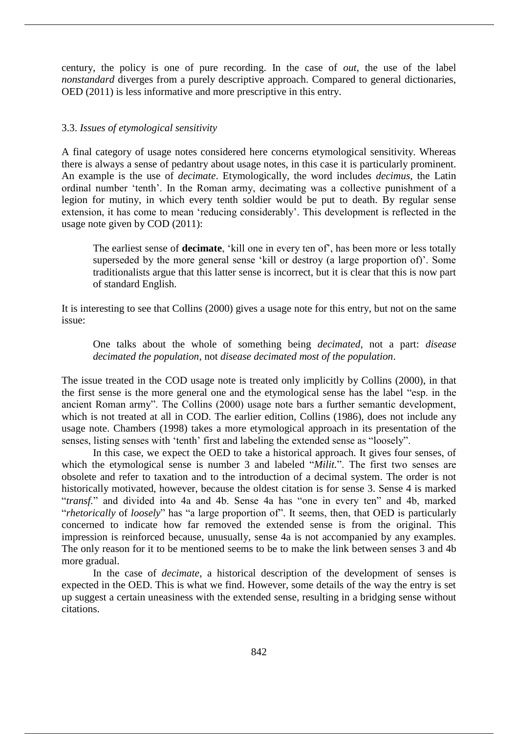century, the policy is one of pure recording. In the case of *out*, the use of the label *nonstandard* diverges from a purely descriptive approach. Compared to general dictionaries, OED (2011) is less informative and more prescriptive in this entry.

### 3.3. *Issues of etymological sensitivity*

A final category of usage notes considered here concerns etymological sensitivity. Whereas there is always a sense of pedantry about usage notes, in this case it is particularly prominent. An example is the use of *decimate*. Etymologically, the word includes *decimus*, the Latin ordinal number 'tenth'. In the Roman army, decimating was a collective punishment of a legion for mutiny, in which every tenth soldier would be put to death. By regular sense extension, it has come to mean 'reducing considerably'. This development is reflected in the usage note given by COD (2011):

> The earliest sense of **decimate**, 'kill one in every ten of', has been more or less totally superseded by the more general sense 'kill or destroy (a large proportion of)'. Some traditionalists argue that this latter sense is incorrect, but it is clear that this is now part of standard English.

It is interesting to see that Collins (2000) gives a usage note for this entry, but not on the same issue:

> One talks about the whole of something being *decimated*, not a part: *disease decimated the population*, not *disease decimated most of the population*.

The issue treated in the COD usage note is treated only implicitly by Collins (2000), in that the first sense is the more general one and the etymological sense has the label "esp. in the ancient Roman army". The Collins (2000) usage note bars a further semantic development, which is not treated at all in COD. The earlier edition, Collins (1986), does not include any usage note. Chambers (1998) takes a more etymological approach in its presentation of the senses, listing senses with 'tenth' first and labeling the extended sense as "loosely".

In this case, we expect the OED to take a historical approach. It gives four senses, of which the etymological sense is number 3 and labeled "*Milit.*". The first two senses are obsolete and refer to taxation and to the introduction of a decimal system. The order is not historically motivated, however, because the oldest citation is for sense 3. Sense 4 is marked "*transf.*" and divided into 4a and 4b. Sense 4a has "one in every ten" and 4b, marked "*rhetorically* of *loosely*" has "a large proportion of". It seems, then, that OED is particularly concerned to indicate how far removed the extended sense is from the original. This impression is reinforced because, unusually, sense 4a is not accompanied by any examples. The only reason for it to be mentioned seems to be to make the link between senses 3 and 4b more gradual.

In the case of *decimate*, a historical description of the development of senses is expected in the OED. This is what we find. However, some details of the way the entry is set up suggest a certain uneasiness with the extended sense, resulting in a bridging sense without citations.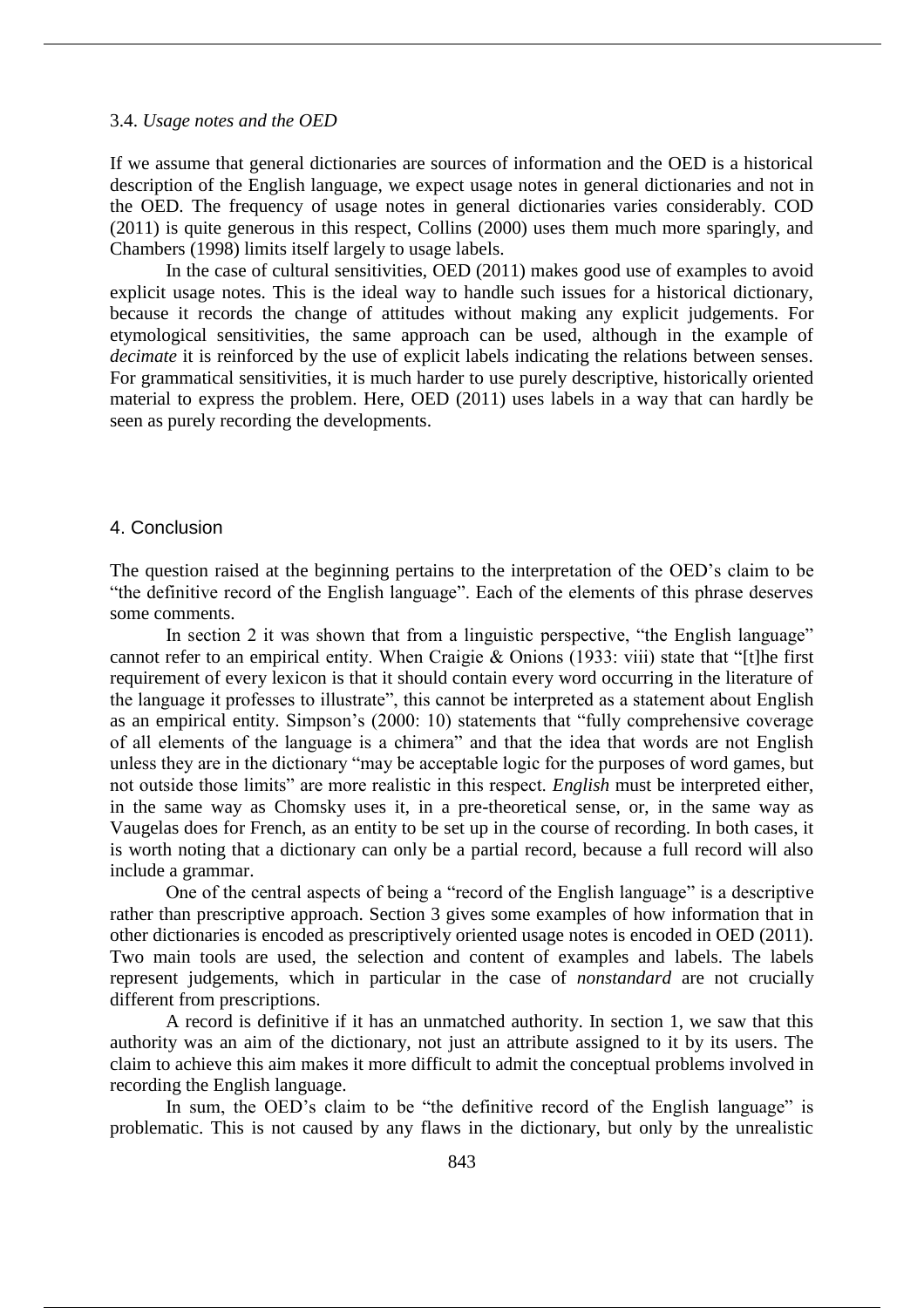### 3.4. *Usage notes and the OED*

If we assume that general dictionaries are sources of information and the OED is a historical description of the English language, we expect usage notes in general dictionaries and not in the OED. The frequency of usage notes in general dictionaries varies considerably. COD (2011) is quite generous in this respect, Collins (2000) uses them much more sparingly, and Chambers (1998) limits itself largely to usage labels.

In the case of cultural sensitivities, OED (2011) makes good use of examples to avoid explicit usage notes. This is the ideal way to handle such issues for a historical dictionary, because it records the change of attitudes without making any explicit judgements. For etymological sensitivities, the same approach can be used, although in the example of *decimate* it is reinforced by the use of explicit labels indicating the relations between senses. For grammatical sensitivities, it is much harder to use purely descriptive, historically oriented material to express the problem. Here, OED (2011) uses labels in a way that can hardly be seen as purely recording the developments.

## 4. Conclusion

The question raised at the beginning pertains to the interpretation of the OED's claim to be "the definitive record of the English language". Each of the elements of this phrase deserves some comments.

In section 2 it was shown that from a linguistic perspective, "the English language" cannot refer to an empirical entity. When Craigie & Onions (1933: viii) state that "[t]he first requirement of every lexicon is that it should contain every word occurring in the literature of the language it professes to illustrate", this cannot be interpreted as a statement about English as an empirical entity. Simpson's (2000: 10) statements that "fully comprehensive coverage of all elements of the language is a chimera" and that the idea that words are not English unless they are in the dictionary "may be acceptable logic for the purposes of word games, but not outside those limits" are more realistic in this respect. *English* must be interpreted either, in the same way as Chomsky uses it, in a pre-theoretical sense, or, in the same way as Vaugelas does for French, as an entity to be set up in the course of recording. In both cases, it is worth noting that a dictionary can only be a partial record, because a full record will also include a grammar.

One of the central aspects of being a "record of the English language" is a descriptive rather than prescriptive approach. Section 3 gives some examples of how information that in other dictionaries is encoded as prescriptively oriented usage notes is encoded in OED (2011). Two main tools are used, the selection and content of examples and labels. The labels represent judgements, which in particular in the case of *nonstandard* are not crucially different from prescriptions.

A record is definitive if it has an unmatched authority. In section 1, we saw that this authority was an aim of the dictionary, not just an attribute assigned to it by its users. The claim to achieve this aim makes it more difficult to admit the conceptual problems involved in recording the English language.

In sum, the OED's claim to be "the definitive record of the English language" is problematic. This is not caused by any flaws in the dictionary, but only by the unrealistic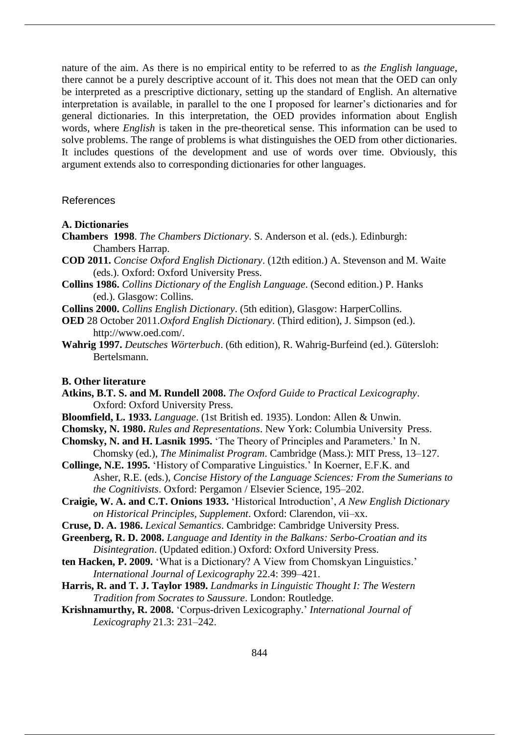nature of the aim. As there is no empirical entity to be referred to as *the English language*, there cannot be a purely descriptive account of it. This does not mean that the OED can only be interpreted as a prescriptive dictionary, setting up the standard of English. An alternative interpretation is available, in parallel to the one I proposed for learner's dictionaries and for general dictionaries. In this interpretation, the OED provides information about English words, where *English* is taken in the pre-theoretical sense. This information can be used to solve problems. The range of problems is what distinguishes the OED from other dictionaries. It includes questions of the development and use of words over time. Obviously, this argument extends also to corresponding dictionaries for other languages.

## References

### A. Dictionaries

**Chambers 1998**. *The Chambers Dictionary*. S. Anderson et al. (eds.). Edinburgh: Chambers Harrap.

**COD 2011.** *Concise Oxford English Dictionary*. (12th edition.) A. Stevenson and M. Waite (eds.). Oxford: Oxford University Press.

**Collins 1986.** *Collins Dictionary of the English Language*. (Second edition.) P. Hanks (ed.). Glasgow: Collins.

**Collins 2000.** *Collins English Dictionary*. (5th edition), Glasgow: HarperCollins.

**OED** 28 October 2011.*Oxford English Dictionary*. (Third edition), J. Simpson (ed.). http://www.oed.com/.

**Wahrig 1997.** *Deutsches Wörterbuch*. (6th edition), R. Wahrig-Burfeind (ed.). Gütersloh: Bertelsmann.

### B. Other literature

**Atkins, B.T. S. and M. Rundell 2008.** *The Oxford Guide to Practical Lexicography*. Oxford: Oxford University Press.

**Bloomfield, L. 1933.** *Language*. (1st British ed. 1935). London: Allen & Unwin.

**Chomsky, N. 1980.** *Rules and Representations*. New York: Columbia University Press.

**Chomsky, N. and H. Lasnik 1995.** 'The Theory of Principles and Parameters.' In N. Chomsky (ed.), *The Minimalist Program*. Cambridge (Mass.): MIT Press, 13–127.

**Collinge, N.E. 1995.** 'History of Comparative Linguistics.' In Koerner, E.F.K. and Asher, R.E. (eds.), *Concise History of the Language Sciences: From the Sumerians to the Cognitivists*. Oxford: Pergamon / Elsevier Science, 195–202.

**Craigie, W. A. and C.T. Onions 1933.** 'Historical Introduction', *A New English Dictionary on Historical Principles, Supplement*. Oxford: Clarendon, vii–xx.

**Cruse, D. A. 1986.** *Lexical Semantics*. Cambridge: Cambridge University Press.

**Greenberg, R. D. 2008.** *Language and Identity in the Balkans: Serbo-Croatian and its Disintegration*. (Updated edition.) Oxford: Oxford University Press.

**ten Hacken, P. 2009.** 'What is a Dictionary? A View from Chomskyan Linguistics.' *International Journal of Lexicography* 22.4: 399–421.

**Harris, R. and T. J. Taylor 1989.** *Landmarks in Linguistic Thought I: The Western Tradition from Socrates to Saussure*. London: Routledge.

**Krishnamurthy, R. 2008.** 'Corpus-driven Lexicography.' *International Journal of Lexicography* 21.3: 231–242.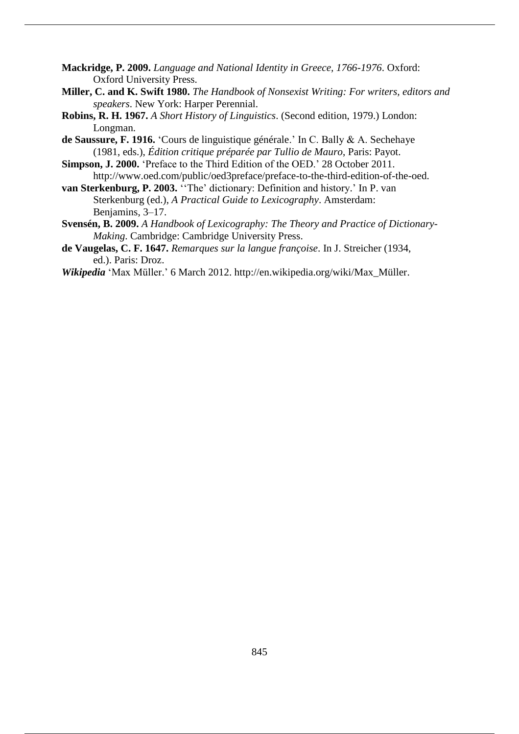**Mackridge, P. 2009.** *Language and National Identity in Greece, 1766-1976*. Oxford: Oxford University Press.

**Miller, C. and K. Swift 1980.** *The Handbook of Nonsexist Writing: For writers, editors and speakers*. New York: Harper Perennial.

**Robins, R. H. 1967.** *A Short History of Linguistics*. (Second edition, 1979.) London: Longman.

**de Saussure, F. 1916.** 'Cours de linguistique générale.' In C. Bally & A. Sechehaye (1981, eds.), *Édition critique préparée par Tullio de Mauro*, Paris: Payot.

**Simpson, J. 2000.** 'Preface to the Third Edition of the OED.' 28 October 2011. http://www.oed.com/public/oed3preface/preface-to-the-third-edition-of-the-oed.

**van Sterkenburg, P. 2003.** ''The' dictionary: Definition and history.' In P. van Sterkenburg (ed.), *A Practical Guide to Lexicography*. Amsterdam: Benjamins, 3–17.

**Svensén, B. 2009.** *A Handbook of Lexicography: The Theory and Practice of Dictionary-Making*. Cambridge: Cambridge University Press.

**de Vaugelas, C. F. 1647.** *Remarques sur la langue françoise*. In J. Streicher (1934, ed.). Paris: Droz.

***Wikipedia*** 'Max Müller.' 6 March 2012. http://en.wikipedia.org/wiki/Max_Müller.